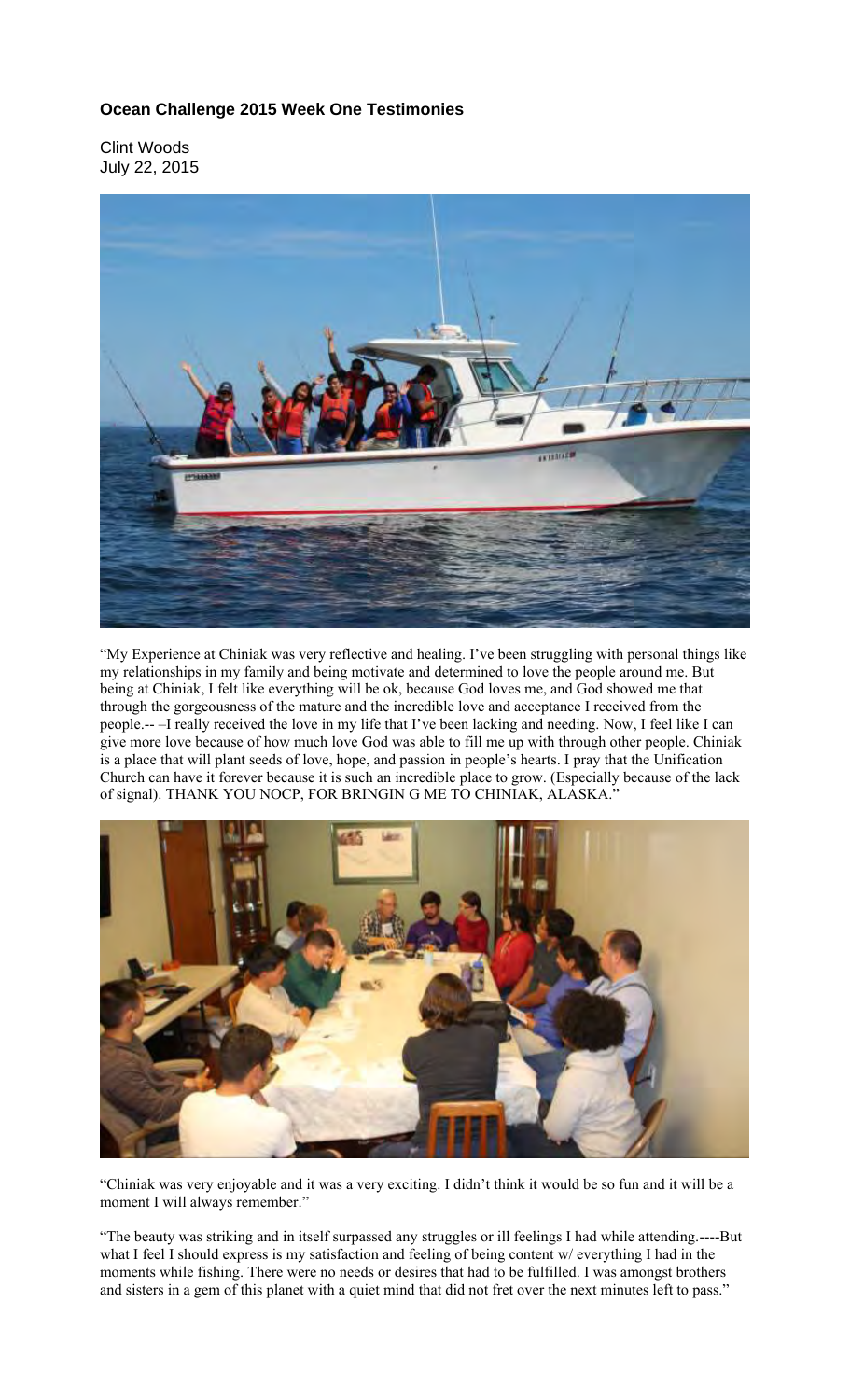**Ocean Challenge 2015 Week One Testimonies**

Clint Woods
July 22, 2015

"My Experience at Chiniak was very reflective and healing. I've been struggling with personal things like my relationships in my family and being motivate and determined to love the people around me. But being at Chiniak, I felt like everything will be ok, because God loves me, and God showed me that through the gorgeousness of the mature and the incredible love and acceptance I received from the people.-- –I really received the love in my life that I've been lacking and needing. Now, I feel like I can give more love because of how much love God was able to fill me up with through other people. Chiniak is a place that will plant seeds of love, hope, and passion in people's hearts. I pray that the Unification Church can have it forever because it is such an incredible place to grow. (Especially because of the lack of signal). THANK YOU NOCP, FOR BRINGIN G ME TO CHINIAK, ALASKA."

"Chiniak was very enjoyable and it was a very exciting. I didn't think it would be so fun and it will be a moment I will always remember."

"The beauty was striking and in itself surpassed any struggles or ill feelings I had while attending.----But what I feel I should express is my satisfaction and feeling of being content w/ everything I had in the moments while fishing. There were no needs or desires that had to be fulfilled. I was amongst brothers and sisters in a gem of this planet with a quiet mind that did not fret over the next minutes left to pass."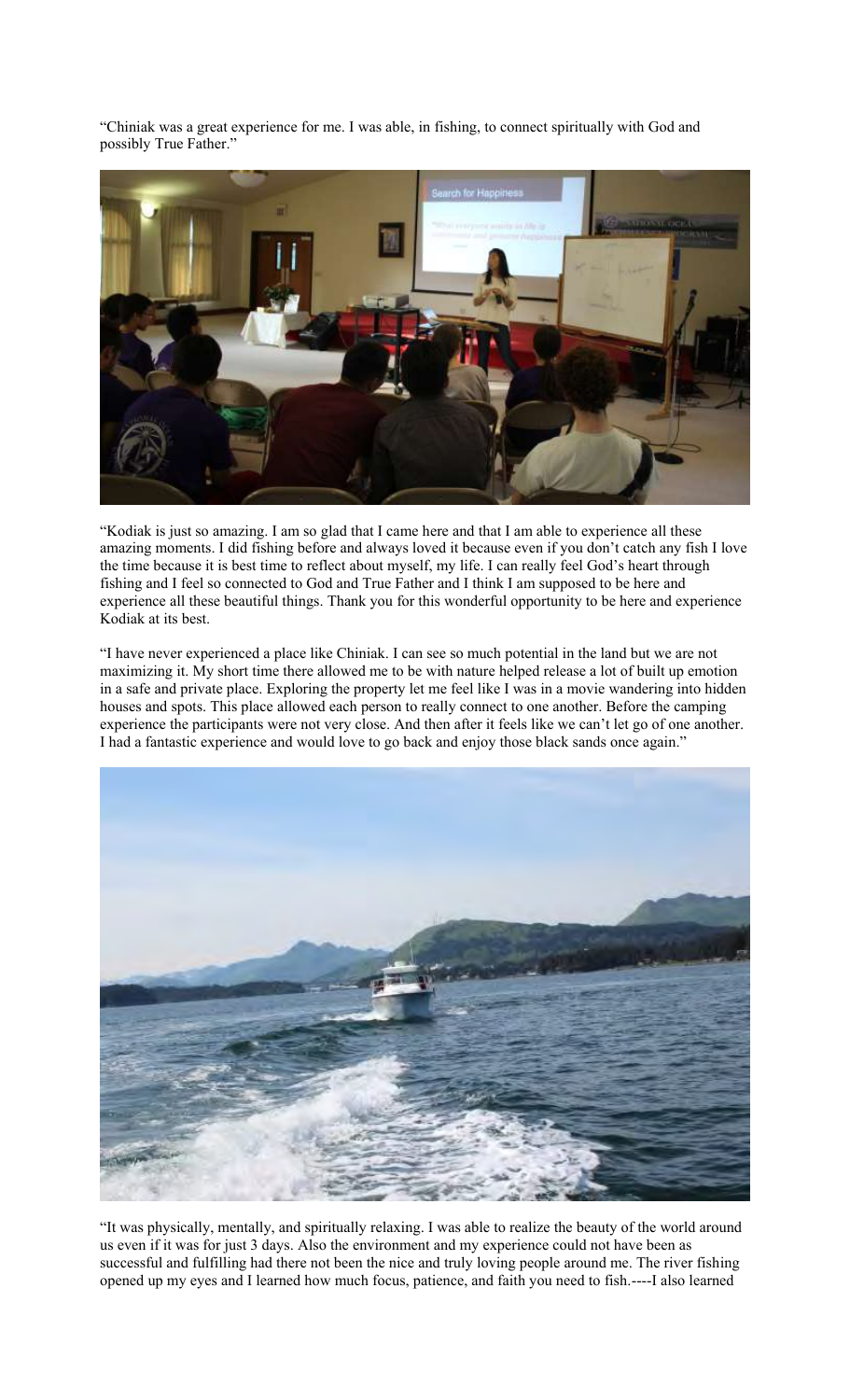"Chiniak was a great experience for me. I was able, in fishing, to connect spiritually with God and possibly True Father."

"Kodiak is just so amazing. I am so glad that I came here and that I am able to experience all these amazing moments. I did fishing before and always loved it because even if you don't catch any fish I love the time because it is best time to reflect about myself, my life. I can really feel God's heart through fishing and I feel so connected to God and True Father and I think I am supposed to be here and experience all these beautiful things. Thank you for this wonderful opportunity to be here and experience Kodiak at its best.

"I have never experienced a place like Chiniak. I can see so much potential in the land but we are not maximizing it. My short time there allowed me to be with nature helped release a lot of built up emotion in a safe and private place. Exploring the property let me feel like I was in a movie wandering into hidden houses and spots. This place allowed each person to really connect to one another. Before the camping experience the participants were not very close. And then after it feels like we can't let go of one another. I had a fantastic experience and would love to go back and enjoy those black sands once again."

"It was physically, mentally, and spiritually relaxing. I was able to realize the beauty of the world around us even if it was for just 3 days. Also the environment and my experience could not have been as successful and fulfilling had there not been the nice and truly loving people around me. The river fishing opened up my eyes and I learned how much focus, patience, and faith you need to fish.----I also learned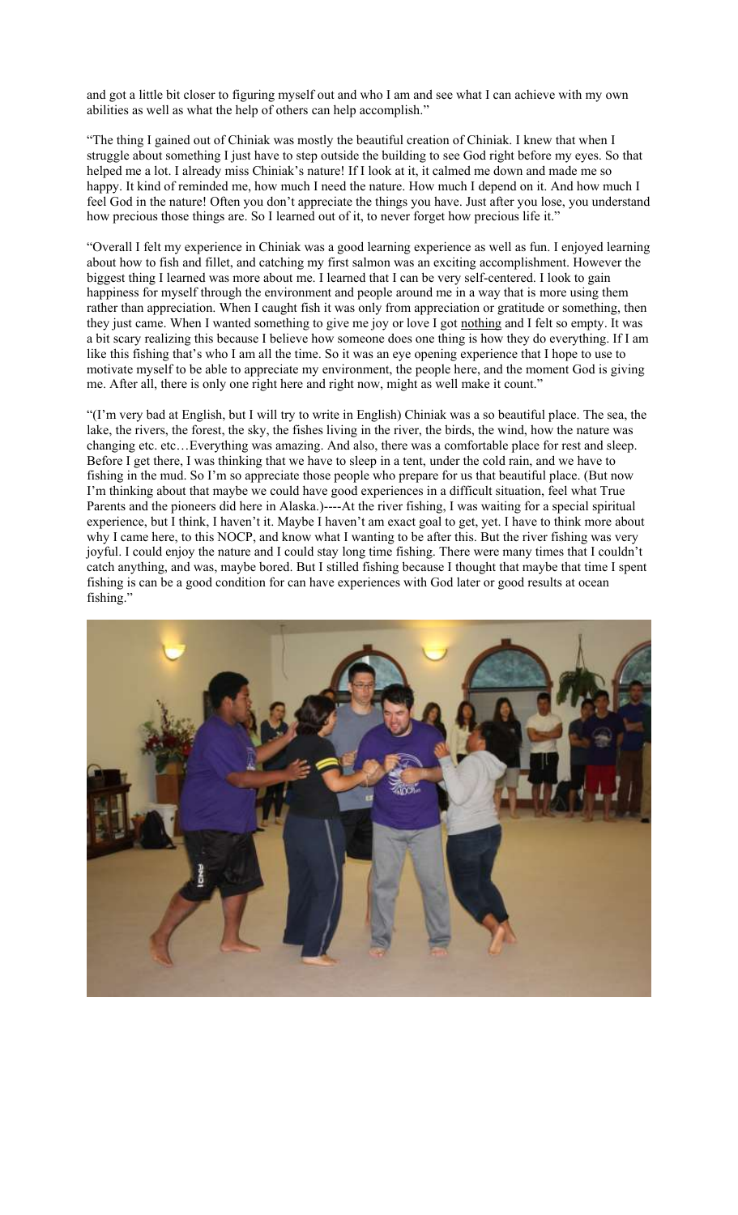and got a little bit closer to figuring myself out and who I am and see what I can achieve with my own abilities as well as what the help of others can help accomplish."

"The thing I gained out of Chiniak was mostly the beautiful creation of Chiniak. I knew that when I struggle about something I just have to step outside the building to see God right before my eyes. So that helped me a lot. I already miss Chiniak's nature! If I look at it, it calmed me down and made me so happy. It kind of reminded me, how much I need the nature. How much I depend on it. And how much I feel God in the nature! Often you don't appreciate the things you have. Just after you lose, you understand how precious those things are. So I learned out of it, to never forget how precious life it."

"Overall I felt my experience in Chiniak was a good learning experience as well as fun. I enjoyed learning about how to fish and fillet, and catching my first salmon was an exciting accomplishment. However the biggest thing I learned was more about me. I learned that I can be very self-centered. I look to gain happiness for myself through the environment and people around me in a way that is more using them rather than appreciation. When I caught fish it was only from appreciation or gratitude or something, then they just came. When I wanted something to give me joy or love I got <u>nothing</u> and I felt so empty. It was a bit scary realizing this because I believe how someone does one thing is how they do everything. If I am like this fishing that's who I am all the time. So it was an eye opening experience that I hope to use to motivate myself to be able to appreciate my environment, the people here, and the moment God is giving me. After all, there is only one right here and right now, might as well make it count."

"(I'm very bad at English, but I will try to write in English) Chiniak was a so beautiful place. The sea, the lake, the rivers, the forest, the sky, the fishes living in the river, the birds, the wind, how the nature was changing etc. etc…Everything was amazing. And also, there was a comfortable place for rest and sleep. Before I get there, I was thinking that we have to sleep in a tent, under the cold rain, and we have to fishing in the mud. So I'm so appreciate those people who prepare for us that beautiful place. (But now I'm thinking about that maybe we could have good experiences in a difficult situation, feel what True Parents and the pioneers did here in Alaska.)----At the river fishing, I was waiting for a special spiritual experience, but I think, I haven't it. Maybe I haven't am exact goal to get, yet. I have to think more about why I came here, to this NOCP, and know what I wanting to be after this. But the river fishing was very joyful. I could enjoy the nature and I could stay long time fishing. There were many times that I couldn't catch anything, and was, maybe bored. But I stilled fishing because I thought that maybe that time I spent fishing is can be a good condition for can have experiences with God later or good results at ocean fishing."